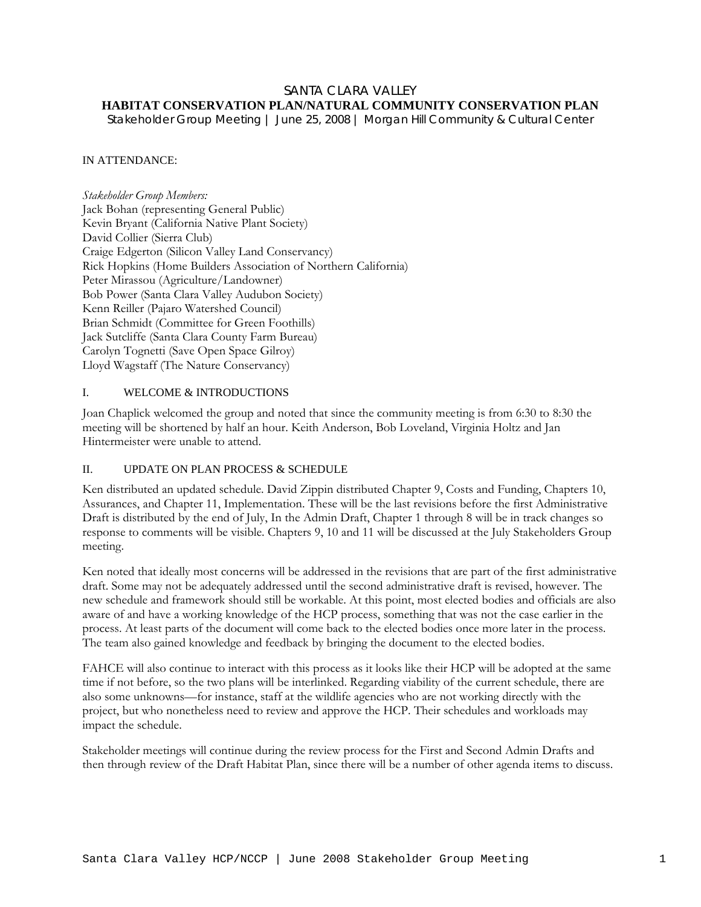# SANTA CLARA VALLEY
# HABITAT CONSERVATION PLAN/NATURAL COMMUNITY CONSERVATION PLAN

Stakeholder Group Meeting | June 25, 2008 | Morgan Hill Community & Cultural Center

IN ATTENDANCE:

*Stakeholder Group Members:*
Jack Bohan (representing General Public)
Kevin Bryant (California Native Plant Society)
David Collier (Sierra Club)
Craige Edgerton (Silicon Valley Land Conservancy)
Rick Hopkins (Home Builders Association of Northern California)
Peter Mirassou (Agriculture/Landowner)
Bob Power (Santa Clara Valley Audubon Society)
Kenn Reiller (Pajaro Watershed Council)
Brian Schmidt (Committee for Green Foothills)
Jack Sutcliffe (Santa Clara County Farm Bureau)
Carolyn Tognetti (Save Open Space Gilroy)
Lloyd Wagstaff (The Nature Conservancy)

## I. WELCOME & INTRODUCTIONS

Joan Chaplick welcomed the group and noted that since the community meeting is from 6:30 to 8:30 the meeting will be shortened by half an hour. Keith Anderson, Bob Loveland, Virginia Holtz and Jan Hintermeister were unable to attend.

## II. UPDATE ON PLAN PROCESS & SCHEDULE

Ken distributed an updated schedule. David Zippin distributed Chapter 9, Costs and Funding, Chapters 10, Assurances, and Chapter 11, Implementation. These will be the last revisions before the first Administrative Draft is distributed by the end of July, In the Admin Draft, Chapter 1 through 8 will be in track changes so response to comments will be visible. Chapters 9, 10 and 11 will be discussed at the July Stakeholders Group meeting.

Ken noted that ideally most concerns will be addressed in the revisions that are part of the first administrative draft. Some may not be adequately addressed until the second administrative draft is revised, however. The new schedule and framework should still be workable. At this point, most elected bodies and officials are also aware of and have a working knowledge of the HCP process, something that was not the case earlier in the process. At least parts of the document will come back to the elected bodies once more later in the process. The team also gained knowledge and feedback by bringing the document to the elected bodies.

FAHCE will also continue to interact with this process as it looks like their HCP will be adopted at the same time if not before, so the two plans will be interlinked. Regarding viability of the current schedule, there are also some unknowns—for instance, staff at the wildlife agencies who are not working directly with the project, but who nonetheless need to review and approve the HCP. Their schedules and workloads may impact the schedule.

Stakeholder meetings will continue during the review process for the First and Second Admin Drafts and then through review of the Draft Habitat Plan, since there will be a number of other agenda items to discuss.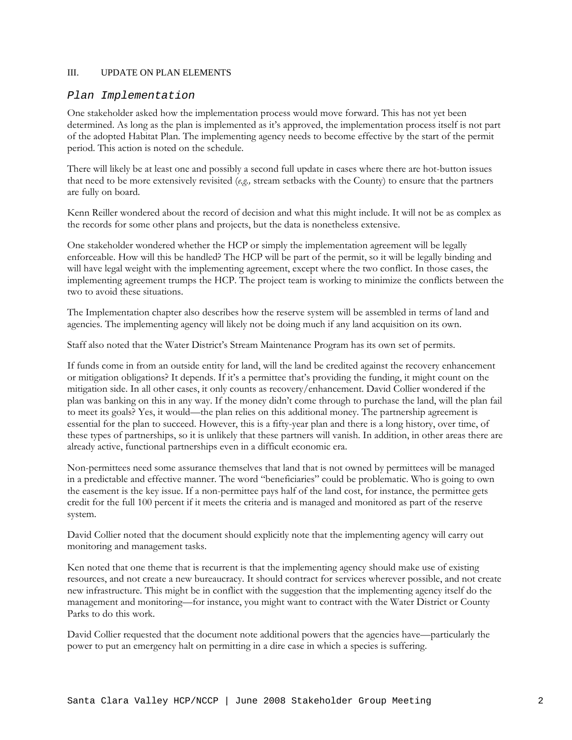## III. UPDATE ON PLAN ELEMENTS

### *Plan Implementation*

One stakeholder asked how the implementation process would move forward. This has not yet been determined. As long as the plan is implemented as it's approved, the implementation process itself is not part of the adopted Habitat Plan. The implementing agency needs to become effective by the start of the permit period. This action is noted on the schedule.

There will likely be at least one and possibly a second full update in cases where there are hot-button issues that need to be more extensively revisited (*e.g.,* stream setbacks with the County) to ensure that the partners are fully on board.

Kenn Reiller wondered about the record of decision and what this might include. It will not be as complex as the records for some other plans and projects, but the data is nonetheless extensive.

One stakeholder wondered whether the HCP or simply the implementation agreement will be legally enforceable. How will this be handled? The HCP will be part of the permit, so it will be legally binding and will have legal weight with the implementing agreement, except where the two conflict. In those cases, the implementing agreement trumps the HCP. The project team is working to minimize the conflicts between the two to avoid these situations.

The Implementation chapter also describes how the reserve system will be assembled in terms of land and agencies. The implementing agency will likely not be doing much if any land acquisition on its own.

Staff also noted that the Water District's Stream Maintenance Program has its own set of permits.

If funds come in from an outside entity for land, will the land be credited against the recovery enhancement or mitigation obligations? It depends. If it's a permittee that's providing the funding, it might count on the mitigation side. In all other cases, it only counts as recovery/enhancement. David Collier wondered if the plan was banking on this in any way. If the money didn't come through to purchase the land, will the plan fail to meet its goals? Yes, it would—the plan relies on this additional money. The partnership agreement is essential for the plan to succeed. However, this is a fifty-year plan and there is a long history, over time, of these types of partnerships, so it is unlikely that these partners will vanish. In addition, in other areas there are already active, functional partnerships even in a difficult economic era.

Non-permittees need some assurance themselves that land that is not owned by permittees will be managed in a predictable and effective manner. The word "beneficiaries" could be problematic. Who is going to own the easement is the key issue. If a non-permittee pays half of the land cost, for instance, the permittee gets credit for the full 100 percent if it meets the criteria and is managed and monitored as part of the reserve system.

David Collier noted that the document should explicitly note that the implementing agency will carry out monitoring and management tasks.

Ken noted that one theme that is recurrent is that the implementing agency should make use of existing resources, and not create a new bureaucracy. It should contract for services wherever possible, and not create new infrastructure. This might be in conflict with the suggestion that the implementing agency itself do the management and monitoring—for instance, you might want to contract with the Water District or County Parks to do this work.

David Collier requested that the document note additional powers that the agencies have—particularly the power to put an emergency halt on permitting in a dire case in which a species is suffering.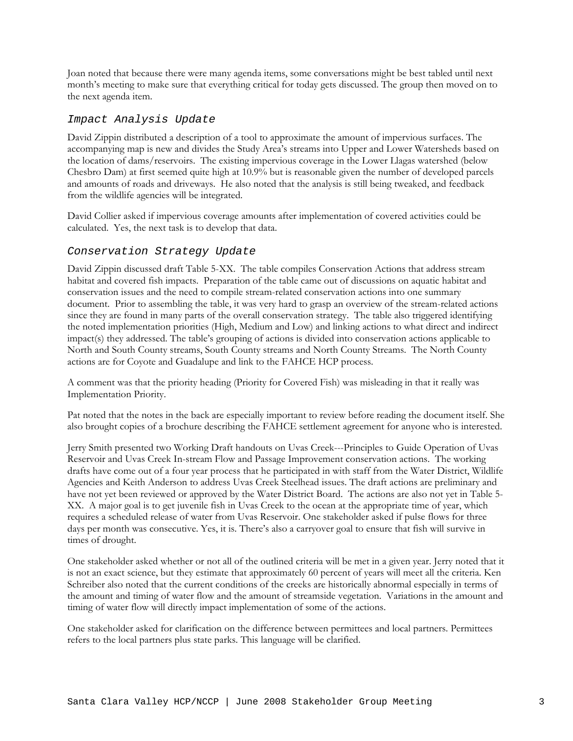Joan noted that because there were many agenda items, some conversations might be best tabled until next month's meeting to make sure that everything critical for today gets discussed. The group then moved on to the next agenda item.

## *Impact Analysis Update*

David Zippin distributed a description of a tool to approximate the amount of impervious surfaces. The accompanying map is new and divides the Study Area's streams into Upper and Lower Watersheds based on the location of dams/reservoirs. The existing impervious coverage in the Lower Llagas watershed (below Chesbro Dam) at first seemed quite high at 10.9% but is reasonable given the number of developed parcels and amounts of roads and driveways. He also noted that the analysis is still being tweaked, and feedback from the wildlife agencies will be integrated.

David Collier asked if impervious coverage amounts after implementation of covered activities could be calculated. Yes, the next task is to develop that data.

## *Conservation Strategy Update*

David Zippin discussed draft Table 5-XX. The table compiles Conservation Actions that address stream habitat and covered fish impacts. Preparation of the table came out of discussions on aquatic habitat and conservation issues and the need to compile stream-related conservation actions into one summary document. Prior to assembling the table, it was very hard to grasp an overview of the stream-related actions since they are found in many parts of the overall conservation strategy. The table also triggered identifying the noted implementation priorities (High, Medium and Low) and linking actions to what direct and indirect impact(s) they addressed. The table's grouping of actions is divided into conservation actions applicable to North and South County streams, South County streams and North County Streams. The North County actions are for Coyote and Guadalupe and link to the FAHCE HCP process.

A comment was that the priority heading (Priority for Covered Fish) was misleading in that it really was Implementation Priority.

Pat noted that the notes in the back are especially important to review before reading the document itself. She also brought copies of a brochure describing the FAHCE settlement agreement for anyone who is interested.

Jerry Smith presented two Working Draft handouts on Uvas Creek---Principles to Guide Operation of Uvas Reservoir and Uvas Creek In-stream Flow and Passage Improvement conservation actions. The working drafts have come out of a four year process that he participated in with staff from the Water District, Wildlife Agencies and Keith Anderson to address Uvas Creek Steelhead issues. The draft actions are preliminary and have not yet been reviewed or approved by the Water District Board. The actions are also not yet in Table 5-XX. A major goal is to get juvenile fish in Uvas Creek to the ocean at the appropriate time of year, which requires a scheduled release of water from Uvas Reservoir. One stakeholder asked if pulse flows for three days per month was consecutive. Yes, it is. There's also a carryover goal to ensure that fish will survive in times of drought.

One stakeholder asked whether or not all of the outlined criteria will be met in a given year. Jerry noted that it is not an exact science, but they estimate that approximately 60 percent of years will meet all the criteria. Ken Schreiber also noted that the current conditions of the creeks are historically abnormal especially in terms of the amount and timing of water flow and the amount of streamside vegetation. Variations in the amount and timing of water flow will directly impact implementation of some of the actions.

One stakeholder asked for clarification on the difference between permittees and local partners. Permittees refers to the local partners plus state parks. This language will be clarified.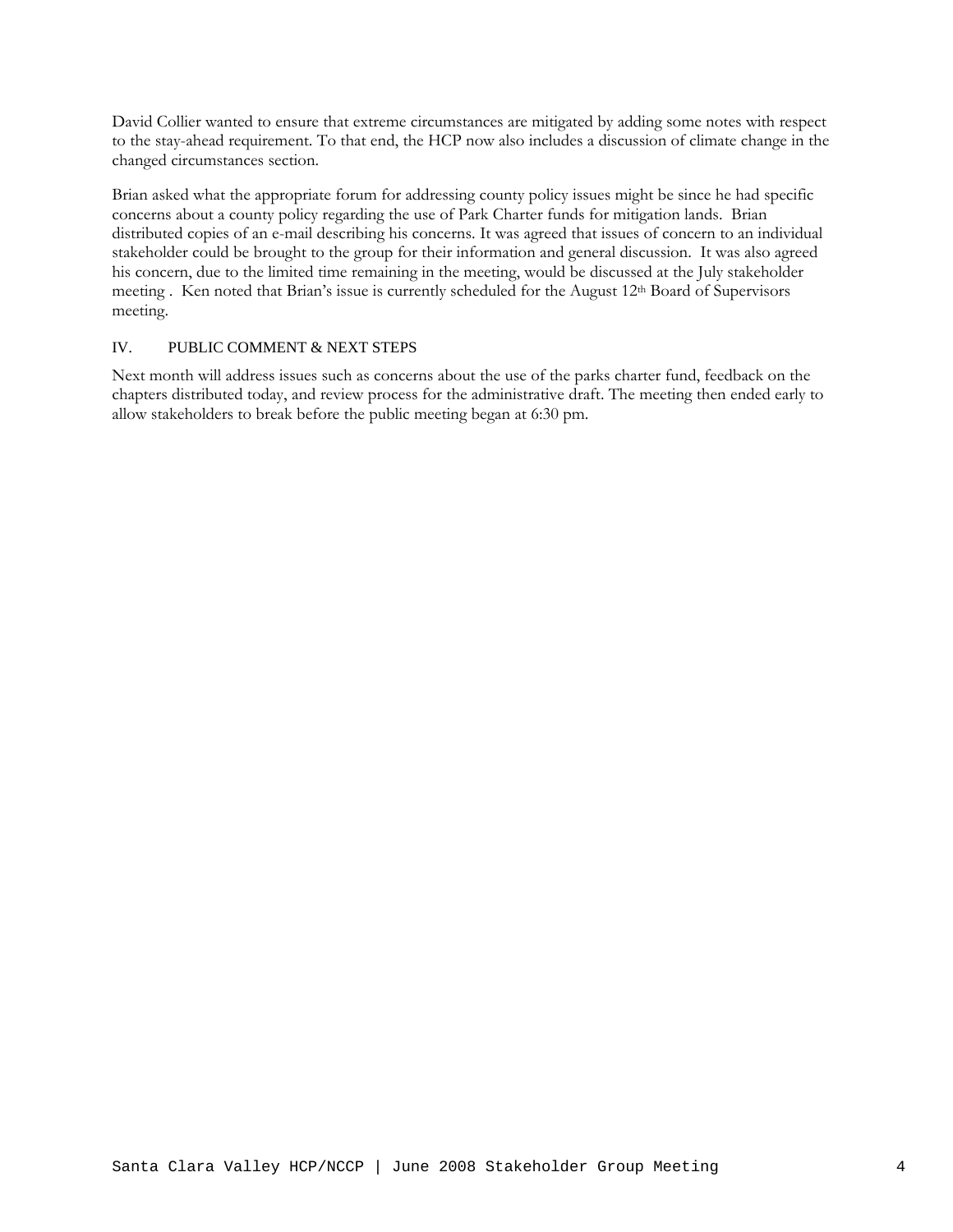David Collier wanted to ensure that extreme circumstances are mitigated by adding some notes with respect to the stay-ahead requirement. To that end, the HCP now also includes a discussion of climate change in the changed circumstances section.

Brian asked what the appropriate forum for addressing county policy issues might be since he had specific concerns about a county policy regarding the use of Park Charter funds for mitigation lands. Brian distributed copies of an e-mail describing his concerns. It was agreed that issues of concern to an individual stakeholder could be brought to the group for their information and general discussion. It was also agreed his concern, due to the limited time remaining in the meeting, would be discussed at the July stakeholder meeting . Ken noted that Brian's issue is currently scheduled for the August 12th Board of Supervisors meeting.

## IV. PUBLIC COMMENT & NEXT STEPS

Next month will address issues such as concerns about the use of the parks charter fund, feedback on the chapters distributed today, and review process for the administrative draft. The meeting then ended early to allow stakeholders to break before the public meeting began at 6:30 pm.